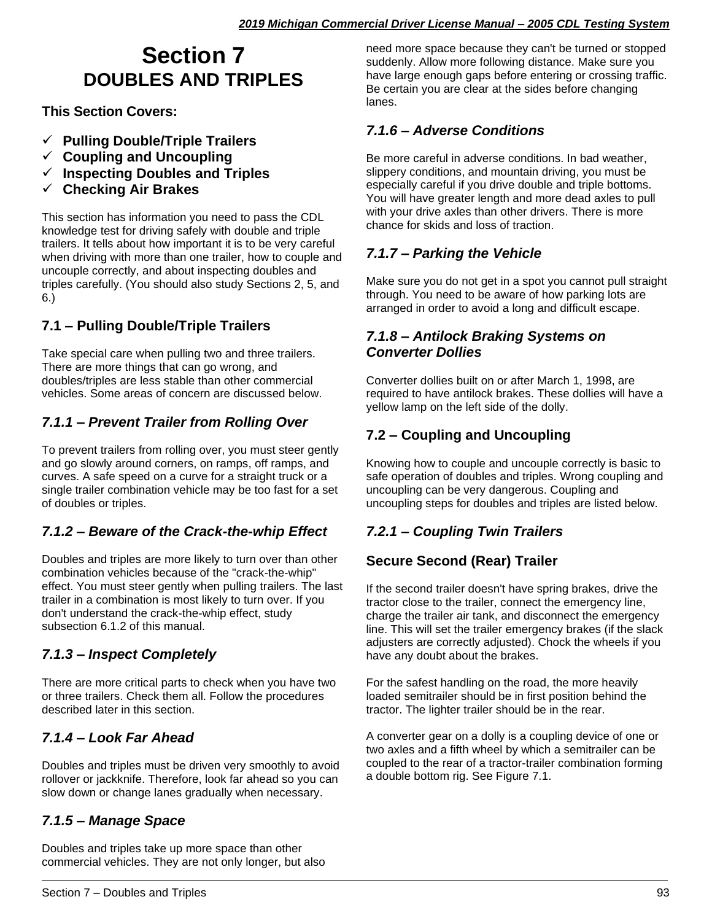# Section 7
# DOUBLES AND TRIPLES

**This Section Covers:**

- ✓ **Pulling Double/Triple Trailers**
- ✓ **Coupling and Uncoupling**
- ✓ **Inspecting Doubles and Triples**
- ✓ **Checking Air Brakes**

This section has information you need to pass the CDL knowledge test for driving safely with double and triple trailers. It tells about how important it is to be very careful when driving with more than one trailer, how to couple and uncouple correctly, and about inspecting doubles and triples carefully. (You should also study Sections 2, 5, and 6.)

## 7.1 – Pulling Double/Triple Trailers

Take special care when pulling two and three trailers. There are more things that can go wrong, and doubles/triples are less stable than other commercial vehicles. Some areas of concern are discussed below.

### *7.1.1 – Prevent Trailer from Rolling Over*

To prevent trailers from rolling over, you must steer gently and go slowly around corners, on ramps, off ramps, and curves. A safe speed on a curve for a straight truck or a single trailer combination vehicle may be too fast for a set of doubles or triples.

### *7.1.2 – Beware of the Crack-the-whip Effect*

Doubles and triples are more likely to turn over than other combination vehicles because of the "crack-the-whip" effect. You must steer gently when pulling trailers. The last trailer in a combination is most likely to turn over. If you don't understand the crack-the-whip effect, study subsection 6.1.2 of this manual.

### *7.1.3 – Inspect Completely*

There are more critical parts to check when you have two or three trailers. Check them all. Follow the procedures described later in this section.

### *7.1.4 – Look Far Ahead*

Doubles and triples must be driven very smoothly to avoid rollover or jackknife. Therefore, look far ahead so you can slow down or change lanes gradually when necessary.

### *7.1.5 – Manage Space*

Doubles and triples take up more space than other commercial vehicles. They are not only longer, but also need more space because they can't be turned or stopped suddenly. Allow more following distance. Make sure you have large enough gaps before entering or crossing traffic. Be certain you are clear at the sides before changing lanes.

### *7.1.6 – Adverse Conditions*

Be more careful in adverse conditions. In bad weather, slippery conditions, and mountain driving, you must be especially careful if you drive double and triple bottoms. You will have greater length and more dead axles to pull with your drive axles than other drivers. There is more chance for skids and loss of traction.

### *7.1.7 – Parking the Vehicle*

Make sure you do not get in a spot you cannot pull straight through. You need to be aware of how parking lots are arranged in order to avoid a long and difficult escape.

### *7.1.8 – Antilock Braking Systems on Converter Dollies*

Converter dollies built on or after March 1, 1998, are required to have antilock brakes. These dollies will have a yellow lamp on the left side of the dolly.

## 7.2 – Coupling and Uncoupling

Knowing how to couple and uncouple correctly is basic to safe operation of doubles and triples. Wrong coupling and uncoupling can be very dangerous. Coupling and uncoupling steps for doubles and triples are listed below.

### *7.2.1 – Coupling Twin Trailers*

#### Secure Second (Rear) Trailer

If the second trailer doesn't have spring brakes, drive the tractor close to the trailer, connect the emergency line, charge the trailer air tank, and disconnect the emergency line. This will set the trailer emergency brakes (if the slack adjusters are correctly adjusted). Chock the wheels if you have any doubt about the brakes.

For the safest handling on the road, the more heavily loaded semitrailer should be in first position behind the tractor. The lighter trailer should be in the rear.

A converter gear on a dolly is a coupling device of one or two axles and a fifth wheel by which a semitrailer can be coupled to the rear of a tractor-trailer combination forming a double bottom rig. See Figure 7.1.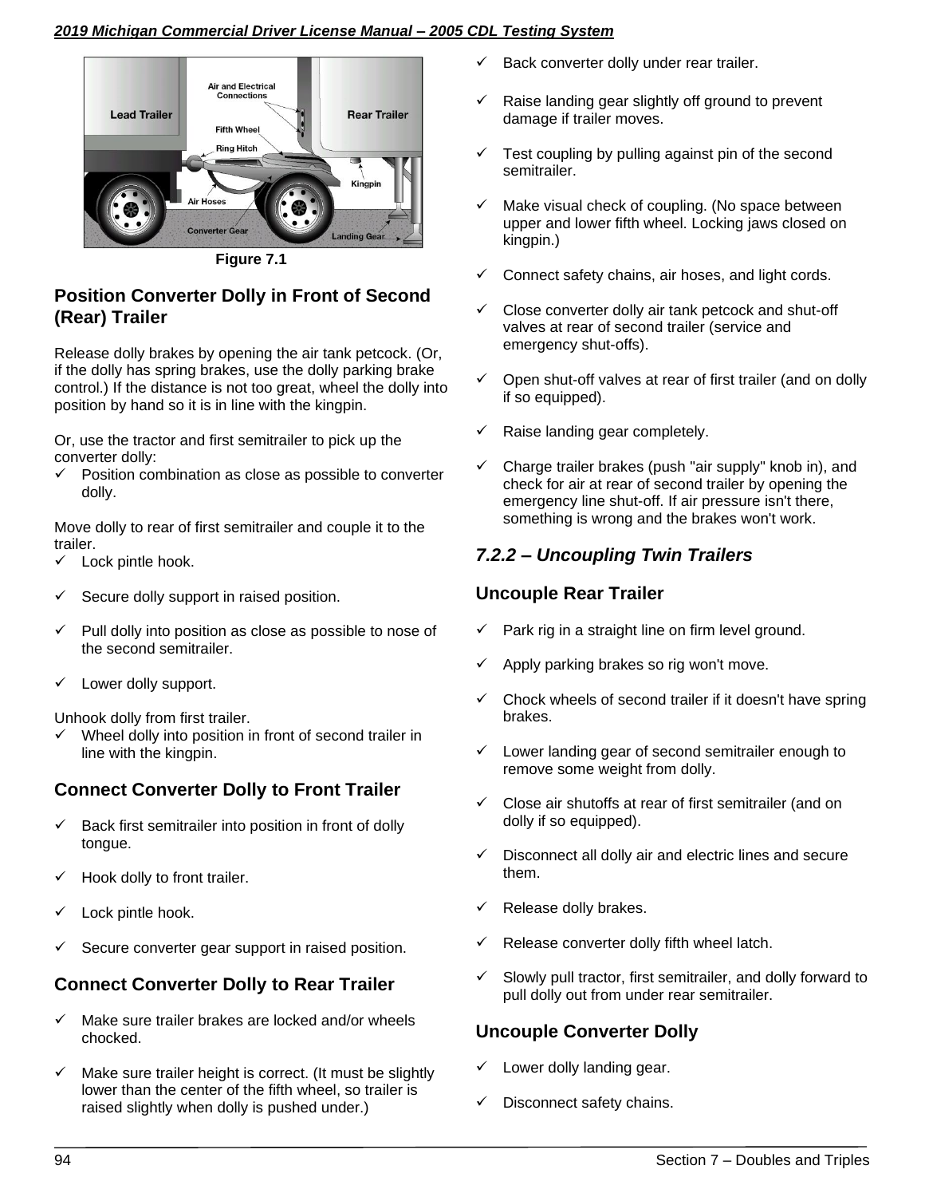Lead Trailer

Air and Electrical Connections

Fifth Wheel

Ring Hitch

Rear Trailer

Kingpin

Air Hoses

Converter Gear

Landing Gear

**Figure 7.1**

## Position Converter Dolly in Front of Second (Rear) Trailer

Release dolly brakes by opening the air tank petcock. (Or, if the dolly has spring brakes, use the dolly parking brake control.) If the distance is not too great, wheel the dolly into position by hand so it is in line with the kingpin.

Or, use the tractor and first semitrailer to pick up the converter dolly:

- ✓ Position combination as close as possible to converter dolly.

Move dolly to rear of first semitrailer and couple it to the trailer.

- ✓ Lock pintle hook.
- ✓ Secure dolly support in raised position.
- ✓ Pull dolly into position as close as possible to nose of the second semitrailer.
- ✓ Lower dolly support.

Unhook dolly from first trailer.

- ✓ Wheel dolly into position in front of second trailer in line with the kingpin.

## Connect Converter Dolly to Front Trailer

- ✓ Back first semitrailer into position in front of dolly tongue.
- ✓ Hook dolly to front trailer.
- ✓ Lock pintle hook.
- ✓ Secure converter gear support in raised position.

## Connect Converter Dolly to Rear Trailer

- ✓ Make sure trailer brakes are locked and/or wheels chocked.
- ✓ Make sure trailer height is correct. (It must be slightly lower than the center of the fifth wheel, so trailer is raised slightly when dolly is pushed under.)
- ✓ Back converter dolly under rear trailer.
- ✓ Raise landing gear slightly off ground to prevent damage if trailer moves.
- ✓ Test coupling by pulling against pin of the second semitrailer.
- ✓ Make visual check of coupling. (No space between upper and lower fifth wheel. Locking jaws closed on kingpin.)
- ✓ Connect safety chains, air hoses, and light cords.
- ✓ Close converter dolly air tank petcock and shut-off valves at rear of second trailer (service and emergency shut-offs).
- ✓ Open shut-off valves at rear of first trailer (and on dolly if so equipped).
- ✓ Raise landing gear completely.
- ✓ Charge trailer brakes (push "air supply" knob in), and check for air at rear of second trailer by opening the emergency line shut-off. If air pressure isn't there, something is wrong and the brakes won't work.

### *7.2.2 – Uncoupling Twin Trailers*

## Uncouple Rear Trailer

- ✓ Park rig in a straight line on firm level ground.
- ✓ Apply parking brakes so rig won't move.
- ✓ Chock wheels of second trailer if it doesn't have spring brakes.
- ✓ Lower landing gear of second semitrailer enough to remove some weight from dolly.
- ✓ Close air shutoffs at rear of first semitrailer (and on dolly if so equipped).
- ✓ Disconnect all dolly air and electric lines and secure them.
- ✓ Release dolly brakes.
- ✓ Release converter dolly fifth wheel latch.
- ✓ Slowly pull tractor, first semitrailer, and dolly forward to pull dolly out from under rear semitrailer.

## Uncouple Converter Dolly

- ✓ Lower dolly landing gear.
- ✓ Disconnect safety chains.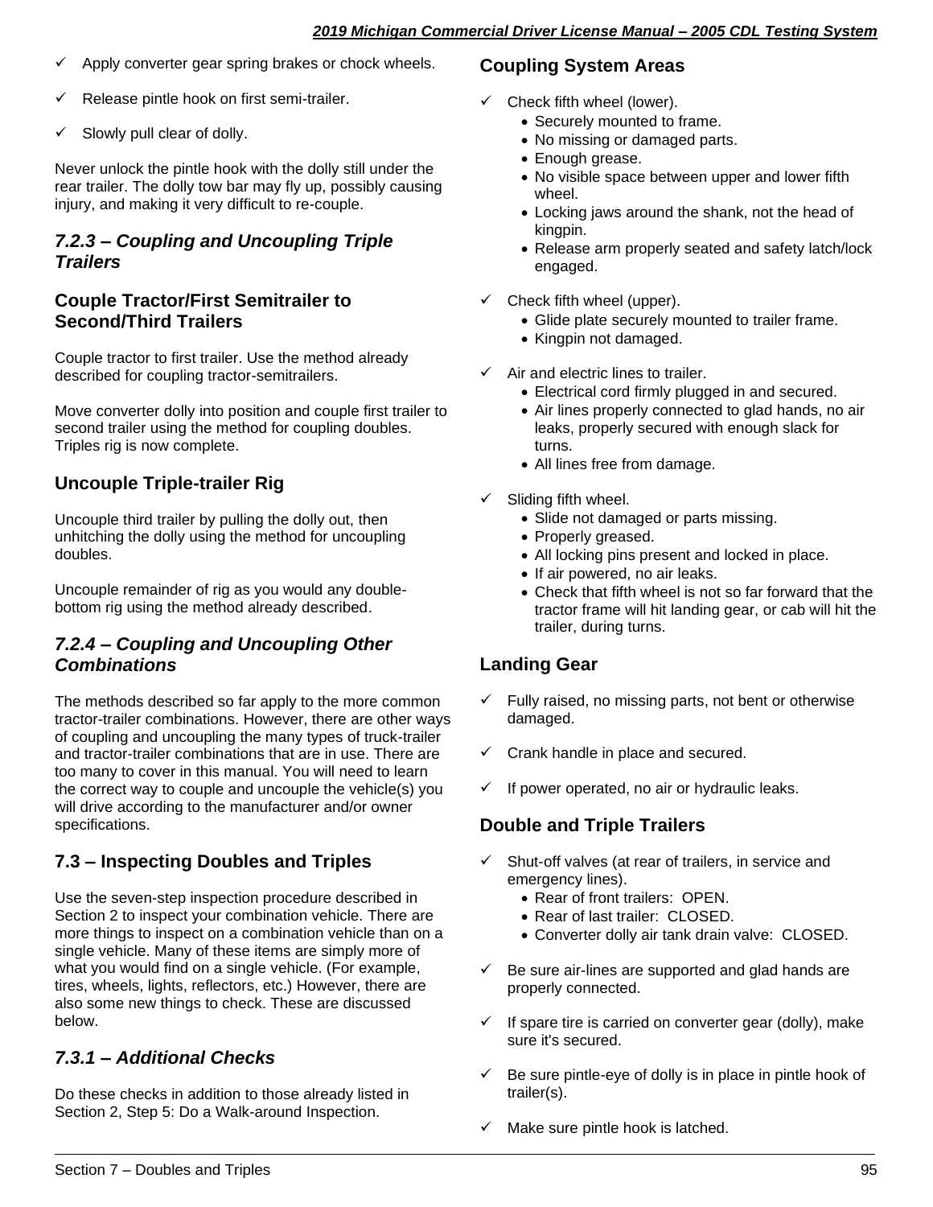- ✓ Apply converter gear spring brakes or chock wheels.
- ✓ Release pintle hook on first semi-trailer.
- ✓ Slowly pull clear of dolly.

Never unlock the pintle hook with the dolly still under the rear trailer. The dolly tow bar may fly up, possibly causing injury, and making it very difficult to re-couple.

### *7.2.3 – Coupling and Uncoupling Triple Trailers*

#### Couple Tractor/First Semitrailer to Second/Third Trailers

Couple tractor to first trailer. Use the method already described for coupling tractor-semitrailers.

Move converter dolly into position and couple first trailer to second trailer using the method for coupling doubles. Triples rig is now complete.

#### Uncouple Triple-trailer Rig

Uncouple third trailer by pulling the dolly out, then unhitching the dolly using the method for uncoupling doubles.

Uncouple remainder of rig as you would any double-bottom rig using the method already described.

### *7.2.4 – Coupling and Uncoupling Other Combinations*

The methods described so far apply to the more common tractor-trailer combinations. However, there are other ways of coupling and uncoupling the many types of truck-trailer and tractor-trailer combinations that are in use. There are too many to cover in this manual. You will need to learn the correct way to couple and uncouple the vehicle(s) you will drive according to the manufacturer and/or owner specifications.

## 7.3 – Inspecting Doubles and Triples

Use the seven-step inspection procedure described in Section 2 to inspect your combination vehicle. There are more things to inspect on a combination vehicle than on a single vehicle. Many of these items are simply more of what you would find on a single vehicle. (For example, tires, wheels, lights, reflectors, etc.) However, there are also some new things to check. These are discussed below.

### *7.3.1 – Additional Checks*

Do these checks in addition to those already listed in Section 2, Step 5: Do a Walk-around Inspection.

#### Coupling System Areas

- ✓ Check fifth wheel (lower).
  - Securely mounted to frame.
  - No missing or damaged parts.
  - Enough grease.
  - No visible space between upper and lower fifth wheel.
  - Locking jaws around the shank, not the head of kingpin.
  - Release arm properly seated and safety latch/lock engaged.
- ✓ Check fifth wheel (upper).
  - Glide plate securely mounted to trailer frame.
  - Kingpin not damaged.
- ✓ Air and electric lines to trailer.
  - Electrical cord firmly plugged in and secured.
  - Air lines properly connected to glad hands, no air leaks, properly secured with enough slack for turns.
  - All lines free from damage.
- ✓ Sliding fifth wheel.
  - Slide not damaged or parts missing.
  - Properly greased.
  - All locking pins present and locked in place.
  - If air powered, no air leaks.
  - Check that fifth wheel is not so far forward that the tractor frame will hit landing gear, or cab will hit the trailer, during turns.

#### Landing Gear

- ✓ Fully raised, no missing parts, not bent or otherwise damaged.
- ✓ Crank handle in place and secured.
- ✓ If power operated, no air or hydraulic leaks.

#### Double and Triple Trailers

- ✓ Shut-off valves (at rear of trailers, in service and emergency lines).
  - Rear of front trailers: OPEN.
  - Rear of last trailer: CLOSED.
  - Converter dolly air tank drain valve: CLOSED.
- ✓ Be sure air-lines are supported and glad hands are properly connected.
- ✓ If spare tire is carried on converter gear (dolly), make sure it's secured.
- ✓ Be sure pintle-eye of dolly is in place in pintle hook of trailer(s).
- ✓ Make sure pintle hook is latched.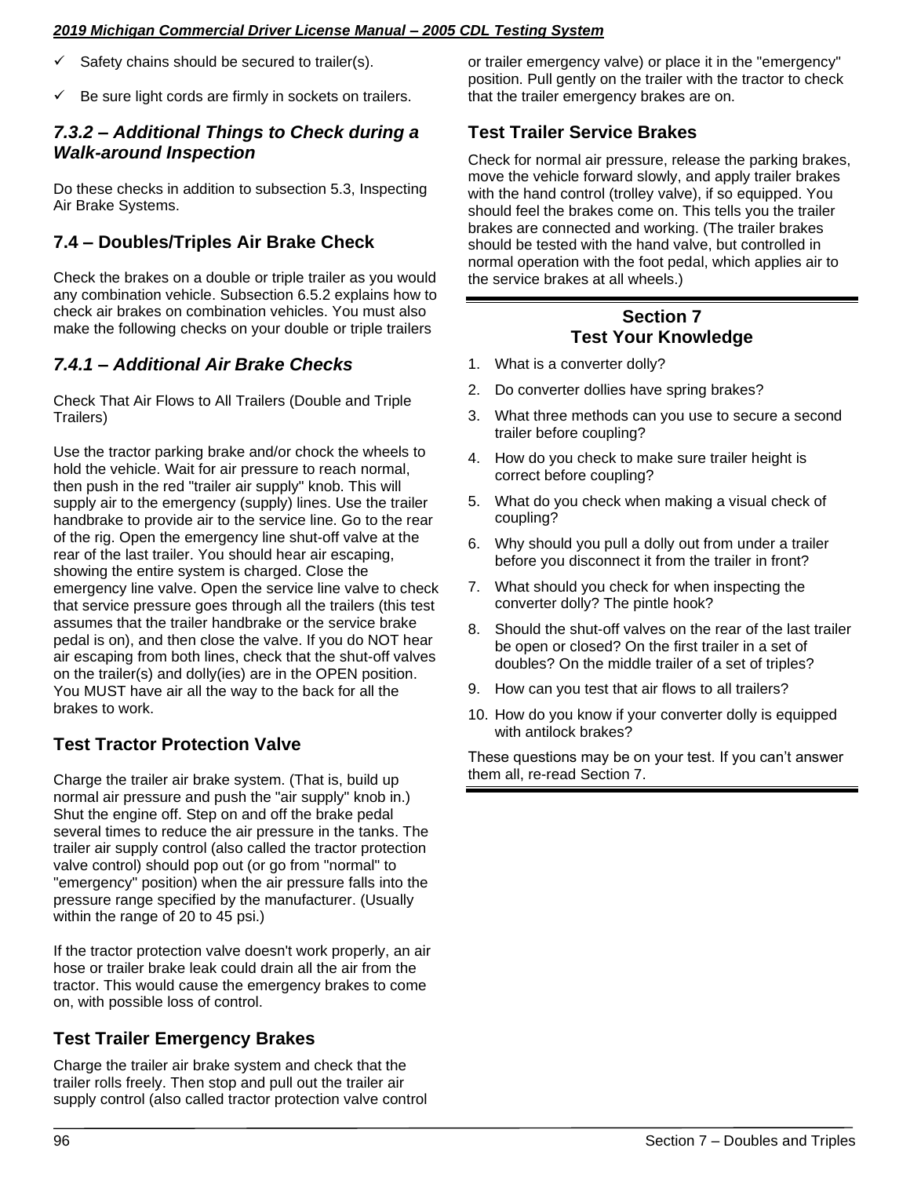- ✓ Safety chains should be secured to trailer(s).
- ✓ Be sure light cords are firmly in sockets on trailers.

### *7.3.2 – Additional Things to Check during a Walk-around Inspection*

Do these checks in addition to subsection 5.3, Inspecting Air Brake Systems.

## 7.4 – Doubles/Triples Air Brake Check

Check the brakes on a double or triple trailer as you would any combination vehicle. Subsection 6.5.2 explains how to check air brakes on combination vehicles. You must also make the following checks on your double or triple trailers

### *7.4.1 – Additional Air Brake Checks*

Check That Air Flows to All Trailers (Double and Triple Trailers)

Use the tractor parking brake and/or chock the wheels to hold the vehicle. Wait for air pressure to reach normal, then push in the red "trailer air supply" knob. This will supply air to the emergency (supply) lines. Use the trailer handbrake to provide air to the service line. Go to the rear of the rig. Open the emergency line shut-off valve at the rear of the last trailer. You should hear air escaping, showing the entire system is charged. Close the emergency line valve. Open the service line valve to check that service pressure goes through all the trailers (this test assumes that the trailer handbrake or the service brake pedal is on), and then close the valve. If you do NOT hear air escaping from both lines, check that the shut-off valves on the trailer(s) and dolly(ies) are in the OPEN position. You MUST have air all the way to the back for all the brakes to work.

### Test Tractor Protection Valve

Charge the trailer air brake system. (That is, build up normal air pressure and push the "air supply" knob in.) Shut the engine off. Step on and off the brake pedal several times to reduce the air pressure in the tanks. The trailer air supply control (also called the tractor protection valve control) should pop out (or go from "normal" to "emergency" position) when the air pressure falls into the pressure range specified by the manufacturer. (Usually within the range of 20 to 45 psi.)

If the tractor protection valve doesn't work properly, an air hose or trailer brake leak could drain all the air from the tractor. This would cause the emergency brakes to come on, with possible loss of control.

### Test Trailer Emergency Brakes

Charge the trailer air brake system and check that the trailer rolls freely. Then stop and pull out the trailer air supply control (also called tractor protection valve control or trailer emergency valve) or place it in the "emergency" position. Pull gently on the trailer with the tractor to check that the trailer emergency brakes are on.

### Test Trailer Service Brakes

Check for normal air pressure, release the parking brakes, move the vehicle forward slowly, and apply trailer brakes with the hand control (trolley valve), if so equipped. You should feel the brakes come on. This tells you the trailer brakes are connected and working. (The trailer brakes should be tested with the hand valve, but controlled in normal operation with the foot pedal, which applies air to the service brakes at all wheels.)

---

### Section 7
### Test Your Knowledge

1. What is a converter dolly?
2. Do converter dollies have spring brakes?
3. What three methods can you use to secure a second trailer before coupling?
4. How do you check to make sure trailer height is correct before coupling?
5. What do you check when making a visual check of coupling?
6. Why should you pull a dolly out from under a trailer before you disconnect it from the trailer in front?
7. What should you check for when inspecting the converter dolly? The pintle hook?
8. Should the shut-off valves on the rear of the last trailer be open or closed? On the first trailer in a set of doubles? On the middle trailer of a set of triples?
9. How can you test that air flows to all trailers?
10. How do you know if your converter dolly is equipped with antilock brakes?

These questions may be on your test. If you can't answer them all, re-read Section 7.

---